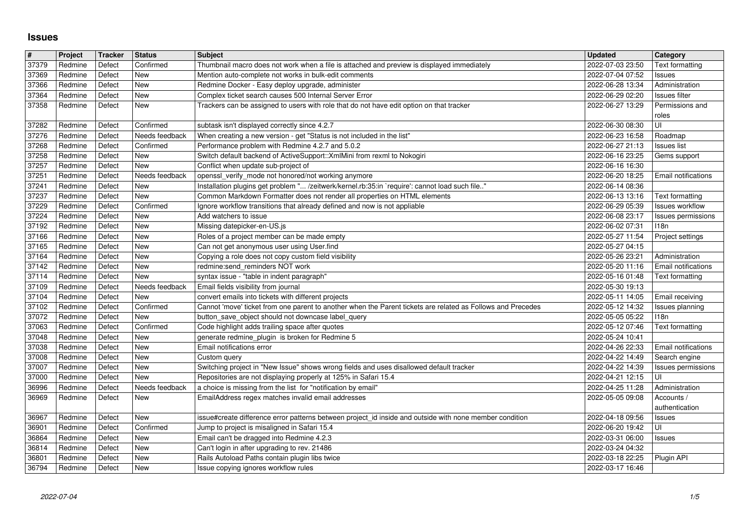# Issues

| # | Project | Tracker | Status | Subject | Updated | Category |
|---|---|---|---|---|---|---|
| 37379 | Redmine | Defect | Confirmed | Thumbnail macro does not work when a file is attached and preview is displayed immediately | 2022-07-03 23:50 | Text formatting |
| 37369 | Redmine | Defect | New | Mention auto-complete not works in bulk-edit comments | 2022-07-04 07:52 | Issues |
| 37366 | Redmine | Defect | New | Redmine Docker - Easy deploy upgrade, administer | 2022-06-28 13:34 | Administration |
| 37364 | Redmine | Defect | New | Complex ticket search causes 500 Internal Server Error | 2022-06-29 02:20 | Issues filter |
| 37358 | Redmine | Defect | New | Trackers can be assigned to users with role that do not have edit option on that tracker | 2022-06-27 13:29 | Permissions and roles |
| 37282 | Redmine | Defect | Confirmed | subtask isn't displayed correctly since 4.2.7 | 2022-06-30 08:30 | UI |
| 37276 | Redmine | Defect | Needs feedback | When creating a new version - get "Status is not included in the list" | 2022-06-23 16:58 | Roadmap |
| 37268 | Redmine | Defect | Confirmed | Performance problem with Redmine 4.2.7 and 5.0.2 | 2022-06-27 21:13 | Issues list |
| 37258 | Redmine | Defect | New | Switch default backend of ActiveSupport::XmlMini from rexml to Nokogiri | 2022-06-16 23:25 | Gems support |
| 37257 | Redmine | Defect | New | Conflict when update sub-project of | 2022-06-16 16:30 | |
| 37251 | Redmine | Defect | Needs feedback | openssl_verify_mode not honored/not working anymore | 2022-06-20 18:25 | Email notifications |
| 37241 | Redmine | Defect | New | Installation plugins get problem "... /zeitwerk/kernel.rb:35:in `require': cannot load such file.." | 2022-06-14 08:36 | |
| 37237 | Redmine | Defect | New | Common Markdown Formatter does not render all properties on HTML elements | 2022-06-13 13:16 | Text formatting |
| 37229 | Redmine | Defect | Confirmed | Ignore workflow transitions that already defined and now is not appliable | 2022-06-29 05:39 | Issues workflow |
| 37224 | Redmine | Defect | New | Add watchers to issue | 2022-06-08 23:17 | Issues permissions |
| 37192 | Redmine | Defect | New | Missing datepicker-en-US.js | 2022-06-02 07:31 | I18n |
| 37166 | Redmine | Defect | New | Roles of a project member can be made empty | 2022-05-27 11:54 | Project settings |
| 37165 | Redmine | Defect | New | Can not get anonymous user using User.find | 2022-05-27 04:15 | |
| 37164 | Redmine | Defect | New | Copying a role does not copy custom field visibility | 2022-05-26 23:21 | Administration |
| 37142 | Redmine | Defect | New | redmine:send_reminders NOT work | 2022-05-20 11:16 | Email notifications |
| 37114 | Redmine | Defect | New | syntax issue - "table in indent paragraph" | 2022-05-16 01:48 | Text formatting |
| 37109 | Redmine | Defect | Needs feedback | Email fields visibility from journal | 2022-05-30 19:13 | |
| 37104 | Redmine | Defect | New | convert emails into tickets with different projects | 2022-05-11 14:05 | Email receiving |
| 37102 | Redmine | Defect | Confirmed | Cannot 'move' ticket from one parent to another when the Parent tickets are related as Follows and Precedes | 2022-05-12 14:32 | Issues planning |
| 37072 | Redmine | Defect | New | button_save_object should not downcase label_query | 2022-05-05 05:22 | I18n |
| 37063 | Redmine | Defect | Confirmed | Code highlight adds trailing space after quotes | 2022-05-12 07:46 | Text formatting |
| 37048 | Redmine | Defect | New | generate redmine_plugin is broken for Redmine 5 | 2022-05-24 10:41 | |
| 37038 | Redmine | Defect | New | Email notifications error | 2022-04-26 22:33 | Email notifications |
| 37008 | Redmine | Defect | New | Custom query | 2022-04-22 14:49 | Search engine |
| 37007 | Redmine | Defect | New | Switching project in "New Issue" shows wrong fields and uses disallowed default tracker | 2022-04-22 14:39 | Issues permissions |
| 37000 | Redmine | Defect | New | Repositories are not displaying properly at 125% in Safari 15.4 | 2022-04-21 12:15 | UI |
| 36996 | Redmine | Defect | Needs feedback | a choice is missing from the list for "notification by email" | 2022-04-25 11:28 | Administration |
| 36969 | Redmine | Defect | New | EmailAddress regex matches invalid email addresses | 2022-05-05 09:08 | Accounts / authentication |
| 36967 | Redmine | Defect | New | issue#create difference error patterns between project_id inside and outside with none member condition | 2022-04-18 09:56 | Issues |
| 36901 | Redmine | Defect | Confirmed | Jump to project is misaligned in Safari 15.4 | 2022-06-20 19:42 | UI |
| 36864 | Redmine | Defect | New | Email can't be dragged into Redmine 4.2.3 | 2022-03-31 06:00 | Issues |
| 36814 | Redmine | Defect | New | Can't login in after upgrading to rev. 21486 | 2022-03-24 04:32 | |
| 36801 | Redmine | Defect | New | Rails Autoload Paths contain plugin libs twice | 2022-03-18 22:25 | Plugin API |
| 36794 | Redmine | Defect | New | Issue copying ignores workflow rules | 2022-03-17 16:46 | |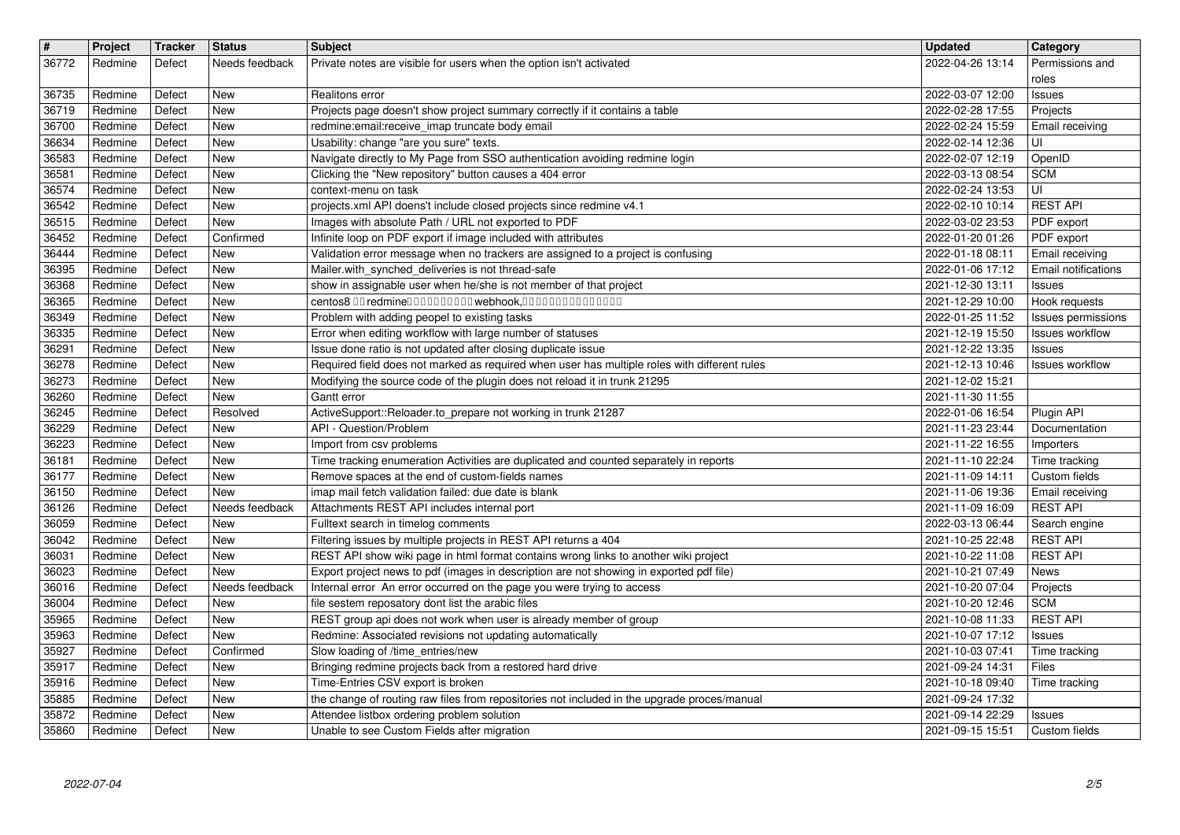| # | Project | Tracker | Status | Subject | Updated | Category |
|---|---|---|---|---|---|---|
| 36772 | Redmine | Defect | Needs feedback | Private notes are visible for users when the option isn't activated | 2022-04-26 13:14 | Permissions and roles |
| 36735 | Redmine | Defect | New | Realitons error | 2022-03-07 12:00 | Issues |
| 36719 | Redmine | Defect | New | Projects page doesn't show project summary correctly if it contains a table | 2022-02-28 17:55 | Projects |
| 36700 | Redmine | Defect | New | redmine:email:receive_imap truncate body email | 2022-02-24 15:59 | Email receiving |
| 36634 | Redmine | Defect | New | Usability: change "are you sure" texts. | 2022-02-14 12:36 | UI |
| 36583 | Redmine | Defect | New | Navigate directly to My Page from SSO authentication avoiding redmine login | 2022-02-07 12:19 | OpenID |
| 36581 | Redmine | Defect | New | Clicking the "New repository" button causes a 404 error | 2022-03-13 08:54 | SCM |
| 36574 | Redmine | Defect | New | context-menu on task | 2022-02-24 13:53 | UI |
| 36542 | Redmine | Defect | New | projects.xml API doens't include closed projects since redmine v4.1 | 2022-02-10 10:14 | REST API |
| 36515 | Redmine | Defect | New | Images with absolute Path / URL not exported to PDF | 2022-03-02 23:53 | PDF export |
| 36452 | Redmine | Defect | Confirmed | Infinite loop on PDF export if image included with attributes | 2022-01-20 01:26 | PDF export |
| 36444 | Redmine | Defect | New | Validation error message when no trackers are assigned to a project is confusing | 2022-01-18 08:11 | Email receiving |
| 36395 | Redmine | Defect | New | Mailer.with_synched_deliveries is not thread-safe | 2022-01-06 17:12 | Email notifications |
| 36368 | Redmine | Defect | New | show in assignable user when he/she is not member of that project | 2021-12-30 13:11 | Issues |
| 36365 | Redmine | Defect | New | centos8 □□ redmine□□□□□□□□□□ webhook,□□□□□□□□□□□□□□□ | 2021-12-29 10:00 | Hook requests |
| 36349 | Redmine | Defect | New | Problem with adding peopel to existing tasks | 2022-01-25 11:52 | Issues permissions |
| 36335 | Redmine | Defect | New | Error when editing workflow with large number of statuses | 2021-12-19 15:50 | Issues workflow |
| 36291 | Redmine | Defect | New | Issue done ratio is not updated after closing duplicate issue | 2021-12-22 13:35 | Issues |
| 36278 | Redmine | Defect | New | Required field does not marked as required when user has multiple roles with different rules | 2021-12-13 10:46 | Issues workflow |
| 36273 | Redmine | Defect | New | Modifying the source code of the plugin does not reload it in trunk 21295 | 2021-12-02 15:21 | |
| 36260 | Redmine | Defect | New | Gantt error | 2021-11-30 11:55 | |
| 36245 | Redmine | Defect | Resolved | ActiveSupport::Reloader.to_prepare not working in trunk 21287 | 2022-01-06 16:54 | Plugin API |
| 36229 | Redmine | Defect | New | API - Question/Problem | 2021-11-23 23:44 | Documentation |
| 36223 | Redmine | Defect | New | Import from csv problems | 2021-11-22 16:55 | Importers |
| 36181 | Redmine | Defect | New | Time tracking enumeration Activities are duplicated and counted separately in reports | 2021-11-10 22:24 | Time tracking |
| 36177 | Redmine | Defect | New | Remove spaces at the end of custom-fields names | 2021-11-09 14:11 | Custom fields |
| 36150 | Redmine | Defect | New | imap mail fetch validation failed: due date is blank | 2021-11-06 19:36 | Email receiving |
| 36126 | Redmine | Defect | Needs feedback | Attachments REST API includes internal port | 2021-11-09 16:09 | REST API |
| 36059 | Redmine | Defect | New | Fulltext search in timelog comments | 2022-03-13 06:44 | Search engine |
| 36042 | Redmine | Defect | New | Filtering issues by multiple projects in REST API returns a 404 | 2021-10-25 22:48 | REST API |
| 36031 | Redmine | Defect | New | REST API show wiki page in html format contains wrong links to another wiki project | 2021-10-22 11:08 | REST API |
| 36023 | Redmine | Defect | New | Export project news to pdf (images in description are not showing in exported pdf file) | 2021-10-21 07:49 | News |
| 36016 | Redmine | Defect | Needs feedback | Internal error An error occurred on the page you were trying to access | 2021-10-20 07:04 | Projects |
| 36004 | Redmine | Defect | New | file sestem reposatory dont list the arabic files | 2021-10-20 12:46 | SCM |
| 35965 | Redmine | Defect | New | REST group api does not work when user is already member of group | 2021-10-08 11:33 | REST API |
| 35963 | Redmine | Defect | New | Redmine: Associated revisions not updating automatically | 2021-10-07 17:12 | Issues |
| 35927 | Redmine | Defect | Confirmed | Slow loading of /time_entries/new | 2021-10-03 07:41 | Time tracking |
| 35917 | Redmine | Defect | New | Bringing redmine projects back from a restored hard drive | 2021-09-24 14:31 | Files |
| 35916 | Redmine | Defect | New | Time-Entries CSV export is broken | 2021-10-18 09:40 | Time tracking |
| 35885 | Redmine | Defect | New | the change of routing raw files from repositories not included in the upgrade proces/manual | 2021-09-24 17:32 | |
| 35872 | Redmine | Defect | New | Attendee listbox ordering problem solution | 2021-09-14 22:29 | Issues |
| 35860 | Redmine | Defect | New | Unable to see Custom Fields after migration | 2021-09-15 15:51 | Custom fields |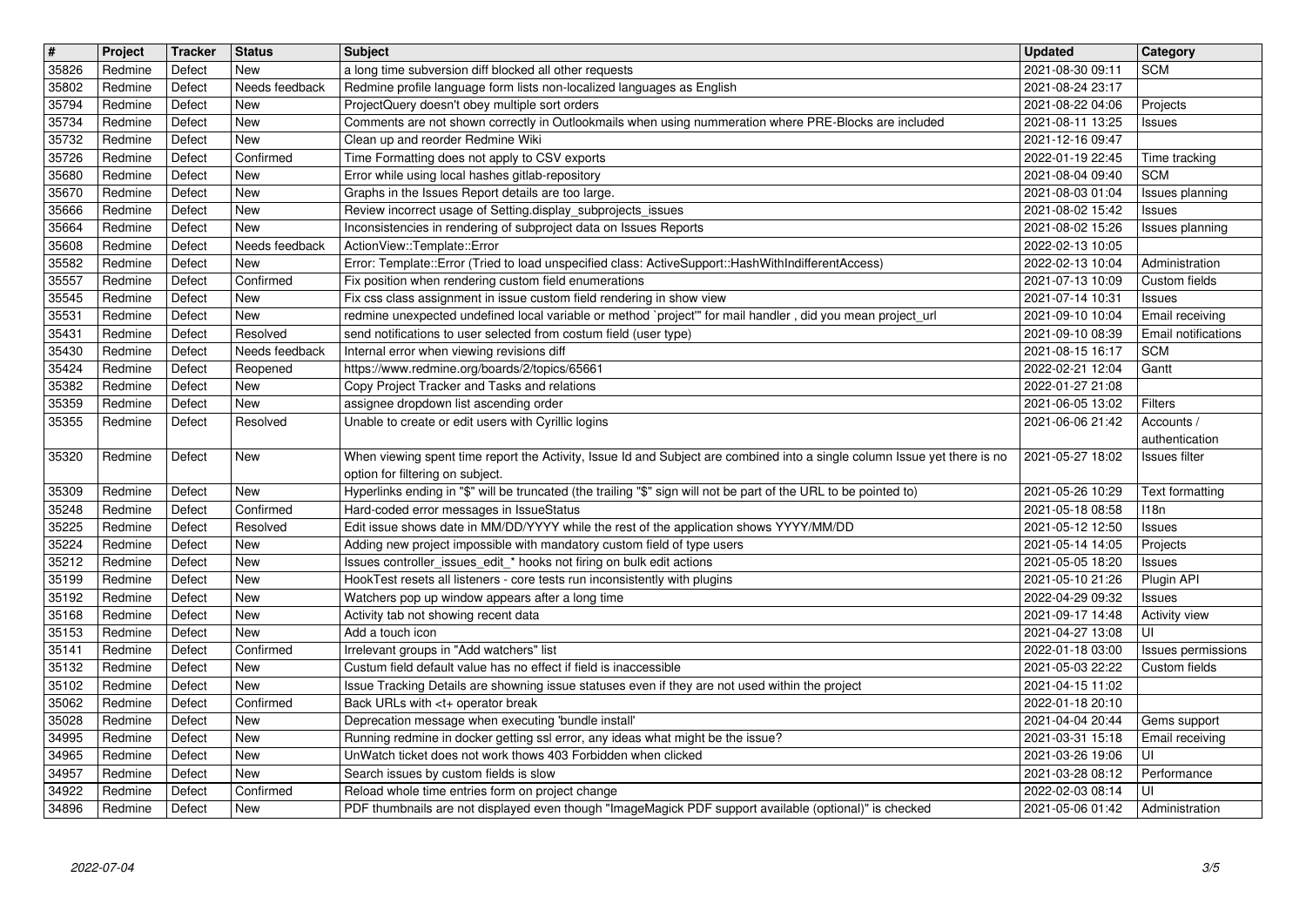| # | Project | Tracker | Status | Subject | Updated | Category |
| --- | --- | --- | --- | --- | --- | --- |
| 35826 | Redmine | Defect | New | a long time subversion diff blocked all other requests | 2021-08-30 09:11 | SCM |
| 35802 | Redmine | Defect | Needs feedback | Redmine profile language form lists non-localized languages as English | 2021-08-24 23:17 | |
| 35794 | Redmine | Defect | New | ProjectQuery doesn't obey multiple sort orders | 2021-08-22 04:06 | Projects |
| 35734 | Redmine | Defect | New | Comments are not shown correctly in Outlookmails when using nummeration where PRE-Blocks are included | 2021-08-11 13:25 | Issues |
| 35732 | Redmine | Defect | New | Clean up and reorder Redmine Wiki | 2021-12-16 09:47 | |
| 35726 | Redmine | Defect | Confirmed | Time Formatting does not apply to CSV exports | 2022-01-19 22:45 | Time tracking |
| 35680 | Redmine | Defect | New | Error while using local hashes gitlab-repository | 2021-08-04 09:40 | SCM |
| 35670 | Redmine | Defect | New | Graphs in the Issues Report details are too large. | 2021-08-03 01:04 | Issues planning |
| 35666 | Redmine | Defect | New | Review incorrect usage of Setting.display_subprojects_issues | 2021-08-02 15:42 | Issues |
| 35664 | Redmine | Defect | New | Inconsistencies in rendering of subproject data on Issues Reports | 2021-08-02 15:26 | Issues planning |
| 35608 | Redmine | Defect | Needs feedback | ActionView::Template::Error | 2022-02-13 10:05 | |
| 35582 | Redmine | Defect | New | Error: Template::Error (Tried to load unspecified class: ActiveSupport::HashWithIndifferentAccess) | 2022-02-13 10:04 | Administration |
| 35557 | Redmine | Defect | Confirmed | Fix position when rendering custom field enumerations | 2021-07-13 10:09 | Custom fields |
| 35545 | Redmine | Defect | New | Fix css class assignment in issue custom field rendering in show view | 2021-07-14 10:31 | Issues |
| 35531 | Redmine | Defect | New | redmine unexpected undefined local variable or method `project'" for mail handler , did you mean project_url | 2021-09-10 10:04 | Email receiving |
| 35431 | Redmine | Defect | Resolved | send notifications to user selected from costum field (user type) | 2021-09-10 08:39 | Email notifications |
| 35430 | Redmine | Defect | Needs feedback | Internal error when viewing revisions diff | 2021-08-15 16:17 | SCM |
| 35424 | Redmine | Defect | Reopened | https://www.redmine.org/boards/2/topics/65661 | 2022-02-21 12:04 | Gantt |
| 35382 | Redmine | Defect | New | Copy Project Tracker and Tasks and relations | 2022-01-27 21:08 | |
| 35359 | Redmine | Defect | New | assignee dropdown list ascending order | 2021-06-05 13:02 | Filters |
| 35355 | Redmine | Defect | Resolved | Unable to create or edit users with Cyrillic logins | 2021-06-06 21:42 | Accounts / authentication |
| 35320 | Redmine | Defect | New | When viewing spent time report the Activity, Issue Id and Subject are combined into a single column Issue yet there is no option for filtering on subject. | 2021-05-27 18:02 | Issues filter |
| 35309 | Redmine | Defect | New | Hyperlinks ending in "$" will be truncated (the trailing "$" sign will not be part of the URL to be pointed to) | 2021-05-26 10:29 | Text formatting |
| 35248 | Redmine | Defect | Confirmed | Hard-coded error messages in IssueStatus | 2021-05-18 08:58 | I18n |
| 35225 | Redmine | Defect | Resolved | Edit issue shows date in MM/DD/YYYY while the rest of the application shows YYYY/MM/DD | 2021-05-12 12:50 | Issues |
| 35224 | Redmine | Defect | New | Adding new project impossible with mandatory custom field of type users | 2021-05-14 14:05 | Projects |
| 35212 | Redmine | Defect | New | Issues controller_issues_edit_* hooks not firing on bulk edit actions | 2021-05-05 18:20 | Issues |
| 35199 | Redmine | Defect | New | HookTest resets all listeners - core tests run inconsistently with plugins | 2021-05-10 21:26 | Plugin API |
| 35192 | Redmine | Defect | New | Watchers pop up window appears after a long time | 2022-04-29 09:32 | Issues |
| 35168 | Redmine | Defect | New | Activity tab not showing recent data | 2021-09-17 14:48 | Activity view |
| 35153 | Redmine | Defect | New | Add a touch icon | 2021-04-27 13:08 | UI |
| 35141 | Redmine | Defect | Confirmed | Irrelevant groups in "Add watchers" list | 2022-01-18 03:00 | Issues permissions |
| 35132 | Redmine | Defect | New | Custum field default value has no effect if field is inaccessible | 2021-05-03 22:22 | Custom fields |
| 35102 | Redmine | Defect | New | Issue Tracking Details are showning issue statuses even if they are not used within the project | 2021-04-15 11:02 | |
| 35062 | Redmine | Defect | Confirmed | Back URLs with <t+ operator break | 2022-01-18 20:10 | |
| 35028 | Redmine | Defect | New | Deprecation message when executing 'bundle install' | 2021-04-04 20:44 | Gems support |
| 34995 | Redmine | Defect | New | Running redmine in docker getting ssl error, any ideas what might be the issue? | 2021-03-31 15:18 | Email receiving |
| 34965 | Redmine | Defect | New | UnWatch ticket does not work thows 403 Forbidden when clicked | 2021-03-26 19:06 | UI |
| 34957 | Redmine | Defect | New | Search issues by custom fields is slow | 2021-03-28 08:12 | Performance |
| 34922 | Redmine | Defect | Confirmed | Reload whole time entries form on project change | 2022-02-03 08:14 | UI |
| 34896 | Redmine | Defect | New | PDF thumbnails are not displayed even though "ImageMagick PDF support available (optional)" is checked | 2021-05-06 01:42 | Administration |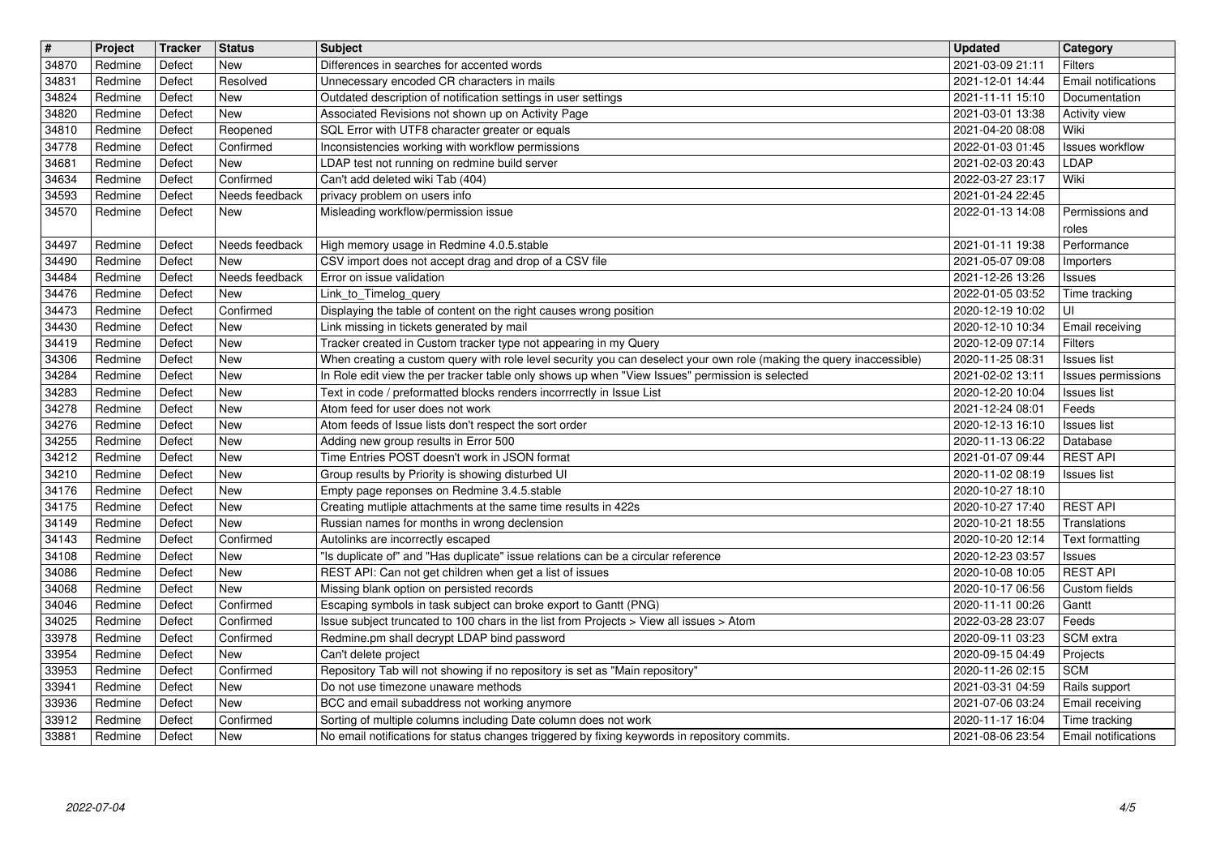| # | Project | Tracker | Status | Subject | Updated | Category |
|---|---|---|---|---|---|---|
| 34870 | Redmine | Defect | New | Differences in searches for accented words | 2021-03-09 21:11 | Filters |
| 34831 | Redmine | Defect | Resolved | Unnecessary encoded CR characters in mails | 2021-12-01 14:44 | Email notifications |
| 34824 | Redmine | Defect | New | Outdated description of notification settings in user settings | 2021-11-11 15:10 | Documentation |
| 34820 | Redmine | Defect | New | Associated Revisions not shown up on Activity Page | 2021-03-01 13:38 | Activity view |
| 34810 | Redmine | Defect | Reopened | SQL Error with UTF8 character greater or equals | 2021-04-20 08:08 | Wiki |
| 34778 | Redmine | Defect | Confirmed | Inconsistencies working with workflow permissions | 2022-01-03 01:45 | Issues workflow |
| 34681 | Redmine | Defect | New | LDAP test not running on redmine build server | 2021-02-03 20:43 | LDAP |
| 34634 | Redmine | Defect | Confirmed | Can't add deleted wiki Tab (404) | 2022-03-27 23:17 | Wiki |
| 34593 | Redmine | Defect | Needs feedback | privacy problem on users info | 2021-01-24 22:45 | |
| 34570 | Redmine | Defect | New | Misleading workflow/permission issue | 2022-01-13 14:08 | Permissions and roles |
| 34497 | Redmine | Defect | Needs feedback | High memory usage in Redmine 4.0.5.stable | 2021-01-11 19:38 | Performance |
| 34490 | Redmine | Defect | New | CSV import does not accept drag and drop of a CSV file | 2021-05-07 09:08 | Importers |
| 34484 | Redmine | Defect | Needs feedback | Error on issue validation | 2021-12-26 13:26 | Issues |
| 34476 | Redmine | Defect | New | Link_to_Timelog_query | 2022-01-05 03:52 | Time tracking |
| 34473 | Redmine | Defect | Confirmed | Displaying the table of content on the right causes wrong position | 2020-12-19 10:02 | UI |
| 34430 | Redmine | Defect | New | Link missing in tickets generated by mail | 2020-12-10 10:34 | Email receiving |
| 34419 | Redmine | Defect | New | Tracker created in Custom tracker type not appearing in my Query | 2020-12-09 07:14 | Filters |
| 34306 | Redmine | Defect | New | When creating a custom query with role level security you can deselect your own role (making the query inaccessible) | 2020-11-25 08:31 | Issues list |
| 34284 | Redmine | Defect | New | In Role edit view the per tracker table only shows up when "View Issues" permission is selected | 2021-02-02 13:11 | Issues permissions |
| 34283 | Redmine | Defect | New | Text in code / preformatted blocks renders incorrrectly in Issue List | 2020-12-20 10:04 | Issues list |
| 34278 | Redmine | Defect | New | Atom feed for user does not work | 2021-12-24 08:01 | Feeds |
| 34276 | Redmine | Defect | New | Atom feeds of Issue lists don't respect the sort order | 2020-12-13 16:10 | Issues list |
| 34255 | Redmine | Defect | New | Adding new group results in Error 500 | 2020-11-13 06:22 | Database |
| 34212 | Redmine | Defect | New | Time Entries POST doesn't work in JSON format | 2021-01-07 09:44 | REST API |
| 34210 | Redmine | Defect | New | Group results by Priority is showing disturbed UI | 2020-11-02 08:19 | Issues list |
| 34176 | Redmine | Defect | New | Empty page reponses on Redmine 3.4.5.stable | 2020-10-27 18:10 | |
| 34175 | Redmine | Defect | New | Creating mutliple attachments at the same time results in 422s | 2020-10-27 17:40 | REST API |
| 34149 | Redmine | Defect | New | Russian names for months in wrong declension | 2020-10-21 18:55 | Translations |
| 34143 | Redmine | Defect | Confirmed | Autolinks are incorrectly escaped | 2020-10-20 12:14 | Text formatting |
| 34108 | Redmine | Defect | New | "Is duplicate of" and "Has duplicate" issue relations can be a circular reference | 2020-12-23 03:57 | Issues |
| 34086 | Redmine | Defect | New | REST API: Can not get children when get a list of issues | 2020-10-08 10:05 | REST API |
| 34068 | Redmine | Defect | New | Missing blank option on persisted records | 2020-10-17 06:56 | Custom fields |
| 34046 | Redmine | Defect | Confirmed | Escaping symbols in task subject can broke export to Gantt (PNG) | 2020-11-11 00:26 | Gantt |
| 34025 | Redmine | Defect | Confirmed | Issue subject truncated to 100 chars in the list from Projects > View all issues > Atom | 2022-03-28 23:07 | Feeds |
| 33978 | Redmine | Defect | Confirmed | Redmine.pm shall decrypt LDAP bind password | 2020-09-11 03:23 | SCM extra |
| 33954 | Redmine | Defect | New | Can't delete project | 2020-09-15 04:49 | Projects |
| 33953 | Redmine | Defect | Confirmed | Repository Tab will not showing if no repository is set as "Main repository" | 2020-11-26 02:15 | SCM |
| 33941 | Redmine | Defect | New | Do not use timezone unaware methods | 2021-03-31 04:59 | Rails support |
| 33936 | Redmine | Defect | New | BCC and email subaddress not working anymore | 2021-07-06 03:24 | Email receiving |
| 33912 | Redmine | Defect | Confirmed | Sorting of multiple columns including Date column does not work | 2020-11-17 16:04 | Time tracking |
| 33881 | Redmine | Defect | New | No email notifications for status changes triggered by fixing keywords in repository commits. | 2021-08-06 23:54 | Email notifications |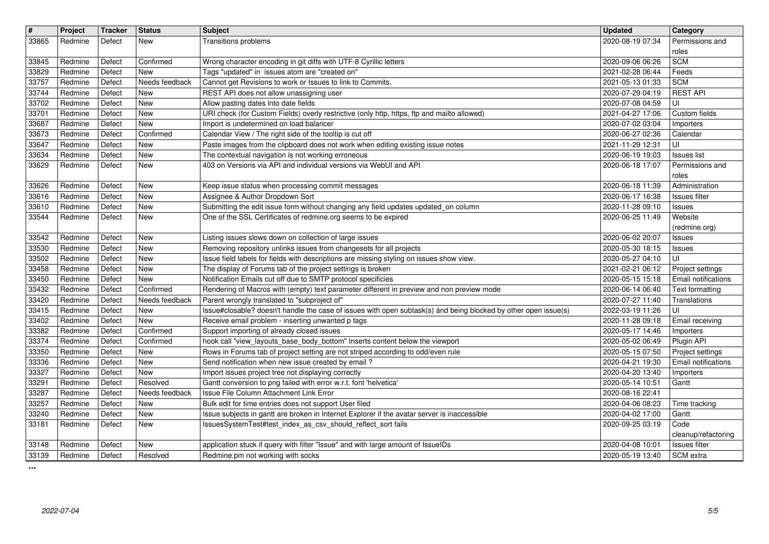| # | Project | Tracker | Status | Subject | Updated | Category |
|---|---|---|---|---|---|---|
| 33865 | Redmine | Defect | New | Transitions problems | 2020-08-19 07:34 | Permissions and roles |
| 33845 | Redmine | Defect | Confirmed | Wrong character encoding in git diffs with UTF-8 Cyrillic letters | 2020-09-06 06:26 | SCM |
| 33829 | Redmine | Defect | New | Tags "updated" in issues atom are "created on" | 2021-02-28 06:44 | Feeds |
| 33757 | Redmine | Defect | Needs feedback | Cannot get Revisions to work or Issues to link to Commits. | 2021-05-13 01:33 | SCM |
| 33744 | Redmine | Defect | New | REST API does not allow unassigning user | 2020-07-29 04:19 | REST API |
| 33702 | Redmine | Defect | New | Allow pasting dates into date fields | 2020-07-08 04:59 | UI |
| 33701 | Redmine | Defect | New | URI check (for Custom Fields) overly restrictive (only http, https, ftp and mailto allowed) | 2021-04-27 17:06 | Custom fields |
| 33687 | Redmine | Defect | New | Import is undetermined on load balancer | 2020-07-02 03:04 | Importers |
| 33673 | Redmine | Defect | Confirmed | Calendar View / The right side of the tooltip is cut off | 2020-06-27 02:36 | Calendar |
| 33647 | Redmine | Defect | New | Paste images from the clipboard does not work when editing existing issue notes | 2021-11-29 12:31 | UI |
| 33634 | Redmine | Defect | New | The contextual navigation is not working erroneous | 2020-06-19 19:03 | Issues list |
| 33629 | Redmine | Defect | New | 403 on Versions via API and individual versions via WebUI and API | 2020-06-18 17:07 | Permissions and roles |
| 33626 | Redmine | Defect | New | Keep issue status when processing commit messages | 2020-06-18 11:39 | Administration |
| 33616 | Redmine | Defect | New | Assignee & Author Dropdown Sort | 2020-06-17 16:38 | Issues filter |
| 33610 | Redmine | Defect | New | Submitting the edit issue form without changing any field updates updated_on column | 2020-11-28 09:10 | Issues |
| 33544 | Redmine | Defect | New | One of the SSL Certificates of redmine.org seems to be expired | 2020-06-25 11:49 | Website (redmine.org) |
| 33542 | Redmine | Defect | New | Listing issues slows down on collection of large issues | 2020-06-02 20:07 | Issues |
| 33530 | Redmine | Defect | New | Removing repository unlinks issues from changesets for all projects | 2020-05-30 18:15 | Issues |
| 33502 | Redmine | Defect | New | Issue field labels for fields with descriptions are missing styling on issues show view. | 2020-05-27 04:10 | UI |
| 33458 | Redmine | Defect | New | The display of Forums tab of the project settings is broken | 2021-02-21 06:12 | Project settings |
| 33450 | Redmine | Defect | New | Notification Emails cut off due to SMTP protocol specificies | 2020-05-15 15:18 | Email notifications |
| 33432 | Redmine | Defect | Confirmed | Rendering of Macros with (empty) text parameter different in preview and non preview mode | 2020-06-14 06:40 | Text formatting |
| 33420 | Redmine | Defect | Needs feedback | Parent wrongly translated to "subproject of" | 2020-07-27 11:40 | Translations |
| 33415 | Redmine | Defect | New | Issue#closable? doesn't handle the case of issues with open subtask(s) ánd being blocked by other open issue(s) | 2022-03-19 11:26 | UI |
| 33402 | Redmine | Defect | New | Receive email problem - inserting unwanted p tags | 2020-11-28 09:18 | Email receiving |
| 33382 | Redmine | Defect | Confirmed | Support importing of already closed issues | 2020-05-17 14:46 | Importers |
| 33374 | Redmine | Defect | Confirmed | hook call "view_layouts_base_body_bottom" Inserts content below the viewport | 2020-05-02 06:49 | Plugin API |
| 33350 | Redmine | Defect | New | Rows in Forums tab of project setting are not striped according to odd/even rule | 2020-05-15 07:50 | Project settings |
| 33336 | Redmine | Defect | New | Send notification when new issue created by email ? | 2020-04-21 19:30 | Email notifications |
| 33327 | Redmine | Defect | New | Import issues project tree not displaying correctly | 2020-04-20 13:40 | Importers |
| 33291 | Redmine | Defect | Resolved | Gantt conversion to png failed with error w.r.t. font 'helvetica' | 2020-05-14 10:51 | Gantt |
| 33287 | Redmine | Defect | Needs feedback | Issue File Column Attachment Link Error | 2020-08-16 22:41 | |
| 33257 | Redmine | Defect | New | Bulk edit for time entries does not support User filed | 2020-04-06 08:23 | Time tracking |
| 33240 | Redmine | Defect | New | Issue subjects in gantt are broken in Internet Explorer if the avatar server is inaccessible | 2020-04-02 17:00 | Gantt |
| 33181 | Redmine | Defect | New | IssuesSystemTest#test_index_as_csv_should_reflect_sort fails | 2020-09-25 03:19 | Code cleanup/refactoring |
| 33148 | Redmine | Defect | New | application stuck if query with filter "Issue" and with large amount of IssueIDs | 2020-04-08 10:01 | Issues filter |
| 33139 | Redmine | Defect | Resolved | Redmine.pm not working with socks | 2020-05-19 13:40 | SCM extra |

...